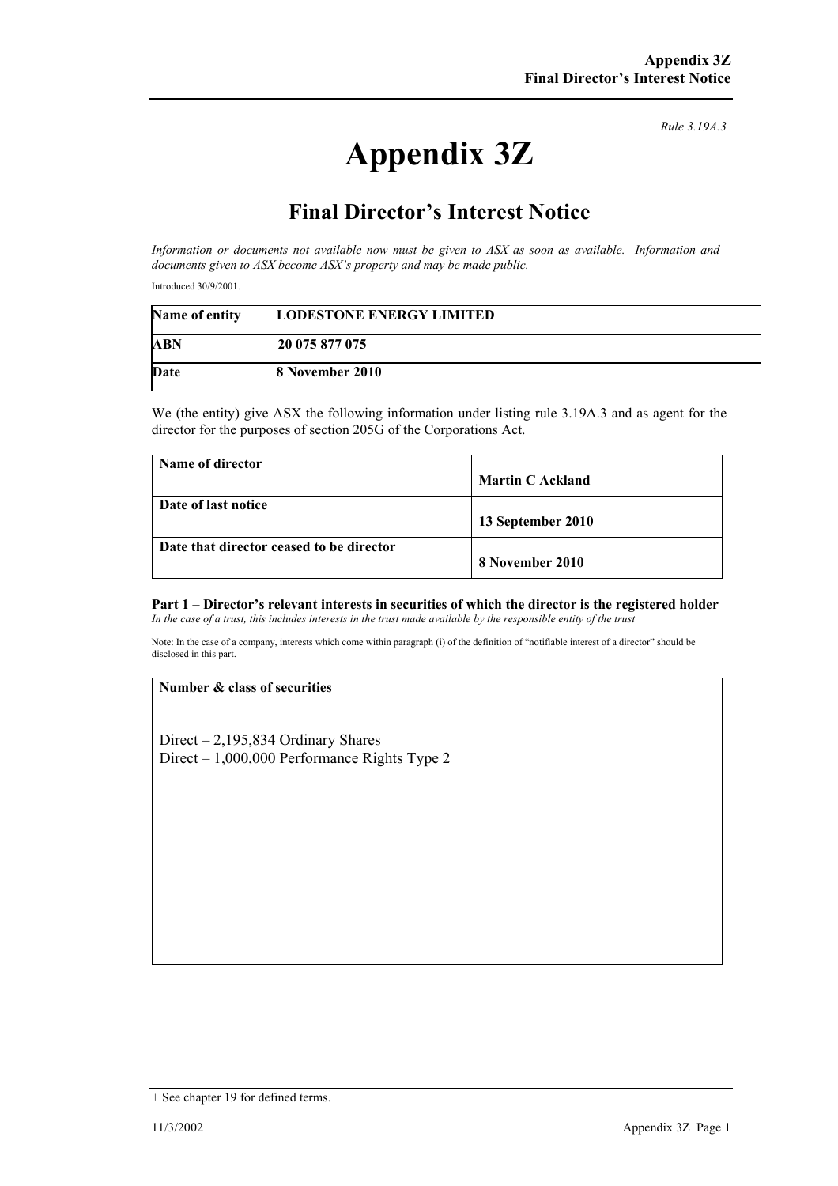*Rule 3.19A.3*

# Appendix 3Z

## Final Director's Interest Notice

*Information or documents not available now must be given to ASX as soon as available. Information and documents given to ASX become ASX's property and may be made public.*

Introduced 30/9/2001.

| | |
|---|---|
| **Name of entity** | **LODESTONE ENERGY LIMITED** |
| **ABN** | **20 075 877 075** |
| **Date** | **8 November 2010** |

We (the entity) give ASX the following information under listing rule 3.19A.3 and as agent for the director for the purposes of section 205G of the Corporations Act.

| | |
|---|---|
| **Name of director** | **Martin C Ackland** |
| **Date of last notice** | **13 September 2010** |
| **Date that director ceased to be director** | **8 November 2010** |

**Part 1 – Director's relevant interests in securities of which the director is the registered holder**
*In the case of a trust, this includes interests in the trust made available by the responsible entity of the trust*

Note: In the case of a company, interests which come within paragraph (i) of the definition of "notifiable interest of a director" should be disclosed in this part.

| **Number & class of securities** |
|---|
| Direct – 2,195,834 Ordinary Shares<br>Direct – 1,000,000 Performance Rights Type 2 |

+ See chapter 19 for defined terms.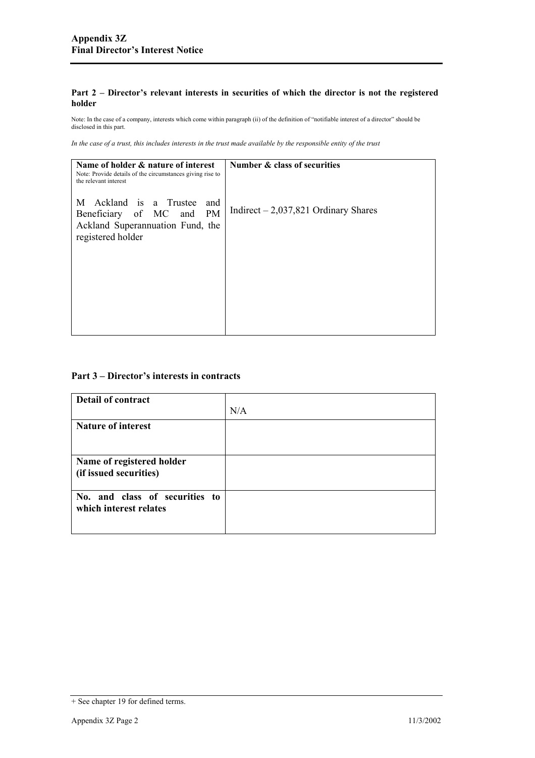## Part 2 – Director's relevant interests in securities of which the director is not the registered holder

Note: In the case of a company, interests which come within paragraph (ii) of the definition of "notifiable interest of a director" should be disclosed in this part.

*In the case of a trust, this includes interests in the trust made available by the responsible entity of the trust*

| Name of holder & nature of interest<br>Note: Provide details of the circumstances giving rise to the relevant interest | Number & class of securities |
|---|---|
| M Ackland is a Trustee and Beneficiary of MC and PM Ackland Superannuation Fund, the registered holder | Indirect – 2,037,821 Ordinary Shares |

## Part 3 – Director's interests in contracts

| | |
|---|---|
| **Detail of contract** | N/A |
| **Nature of interest** | |
| **Name of registered holder (if issued securities)** | |
| **No. and class of securities to which interest relates** | |

+ See chapter 19 for defined terms.